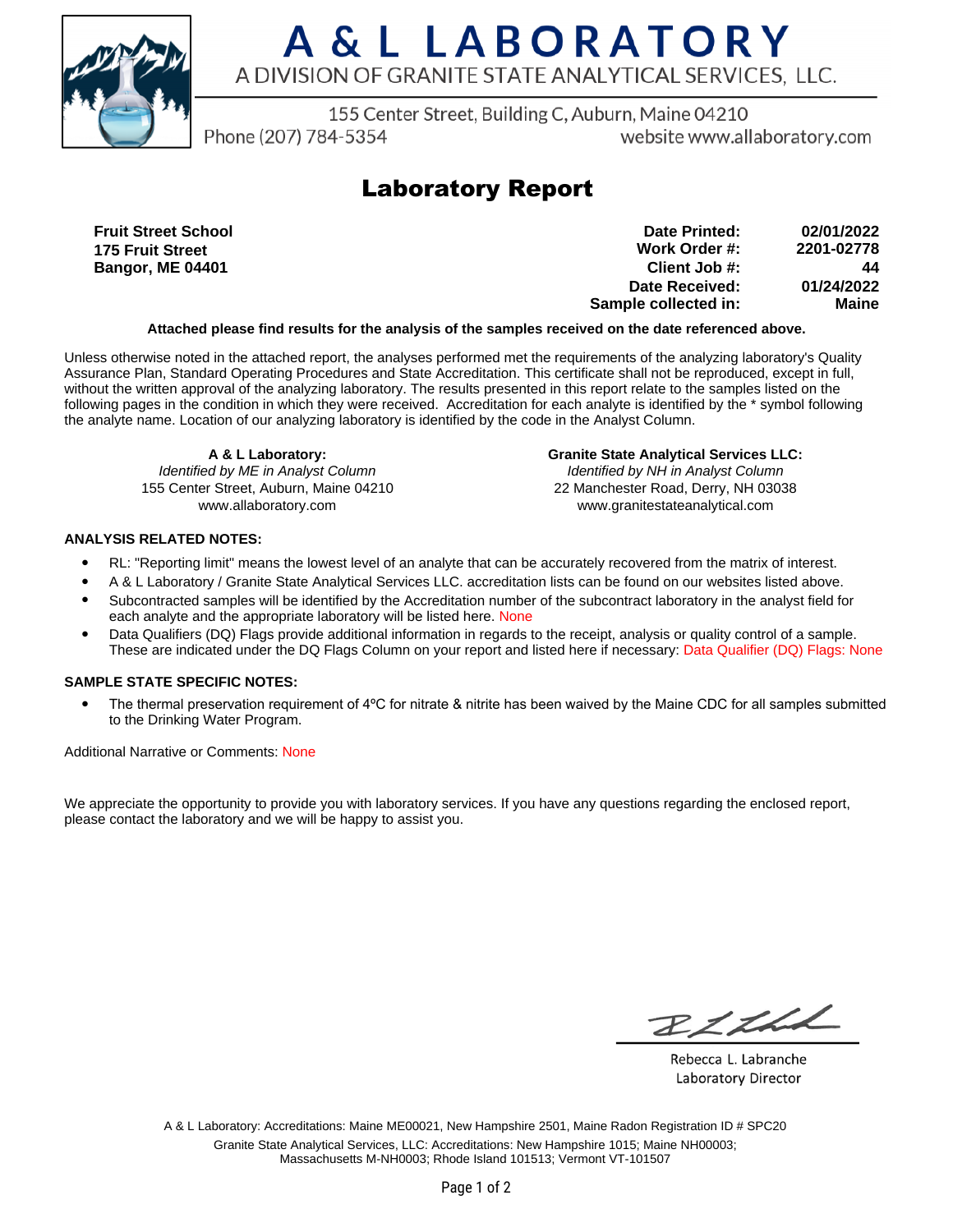# A & L LABORATORY

A DIVISION OF GRANITE STATE ANALYTICAL SERVICES, LLC.

155 Center Street, Building C, Auburn, Maine 04210
Phone (207) 784-5354 website www.allaboratory.com

## Laboratory Report

**Fruit Street School**
**175 Fruit Street**
**Bangor, ME 04401**

| | |
|---|---|
| **Date Printed:** | **02/01/2022** |
| **Work Order #:** | **2201-02778** |
| **Client Job #:** | **44** |
| **Date Received:** | **01/24/2022** |
| **Sample collected in:** | **Maine** |

**Attached please find results for the analysis of the samples received on the date referenced above.**

Unless otherwise noted in the attached report, the analyses performed met the requirements of the analyzing laboratory's Quality Assurance Plan, Standard Operating Procedures and State Accreditation. This certificate shall not be reproduced, except in full, without the written approval of the analyzing laboratory. The results presented in this report relate to the samples listed on the following pages in the condition in which they were received. Accreditation for each analyte is identified by the * symbol following the analyte name. Location of our analyzing laboratory is identified by the code in the Analyst Column.

**A & L Laboratory:**
*Identified by ME in Analyst Column*
155 Center Street, Auburn, Maine 04210
www.allaboratory.com

**Granite State Analytical Services LLC:**
*Identified by NH in Analyst Column*
22 Manchester Road, Derry, NH 03038
www.granitestateanalytical.com

**ANALYSIS RELATED NOTES:**

- RL: "Reporting limit" means the lowest level of an analyte that can be accurately recovered from the matrix of interest.
- A & L Laboratory / Granite State Analytical Services LLC. accreditation lists can be found on our websites listed above.
- Subcontracted samples will be identified by the Accreditation number of the subcontract laboratory in the analyst field for each analyte and the appropriate laboratory will be listed here. None
- Data Qualifiers (DQ) Flags provide additional information in regards to the receipt, analysis or quality control of a sample. These are indicated under the DQ Flags Column on your report and listed here if necessary: Data Qualifier (DQ) Flags: None

**SAMPLE STATE SPECIFIC NOTES:**

- The thermal preservation requirement of 4ºC for nitrate & nitrite has been waived by the Maine CDC for all samples submitted to the Drinking Water Program.

Additional Narrative or Comments: None

We appreciate the opportunity to provide you with laboratory services. If you have any questions regarding the enclosed report, please contact the laboratory and we will be happy to assist you.

Rebecca L. Labranche
Laboratory Director

A & L Laboratory: Accreditations: Maine ME00021, New Hampshire 2501, Maine Radon Registration ID # SPC20
Granite State Analytical Services, LLC: Accreditations: New Hampshire 1015; Maine NH00003; Massachusetts M-NH0003; Rhode Island 101513; Vermont VT-101507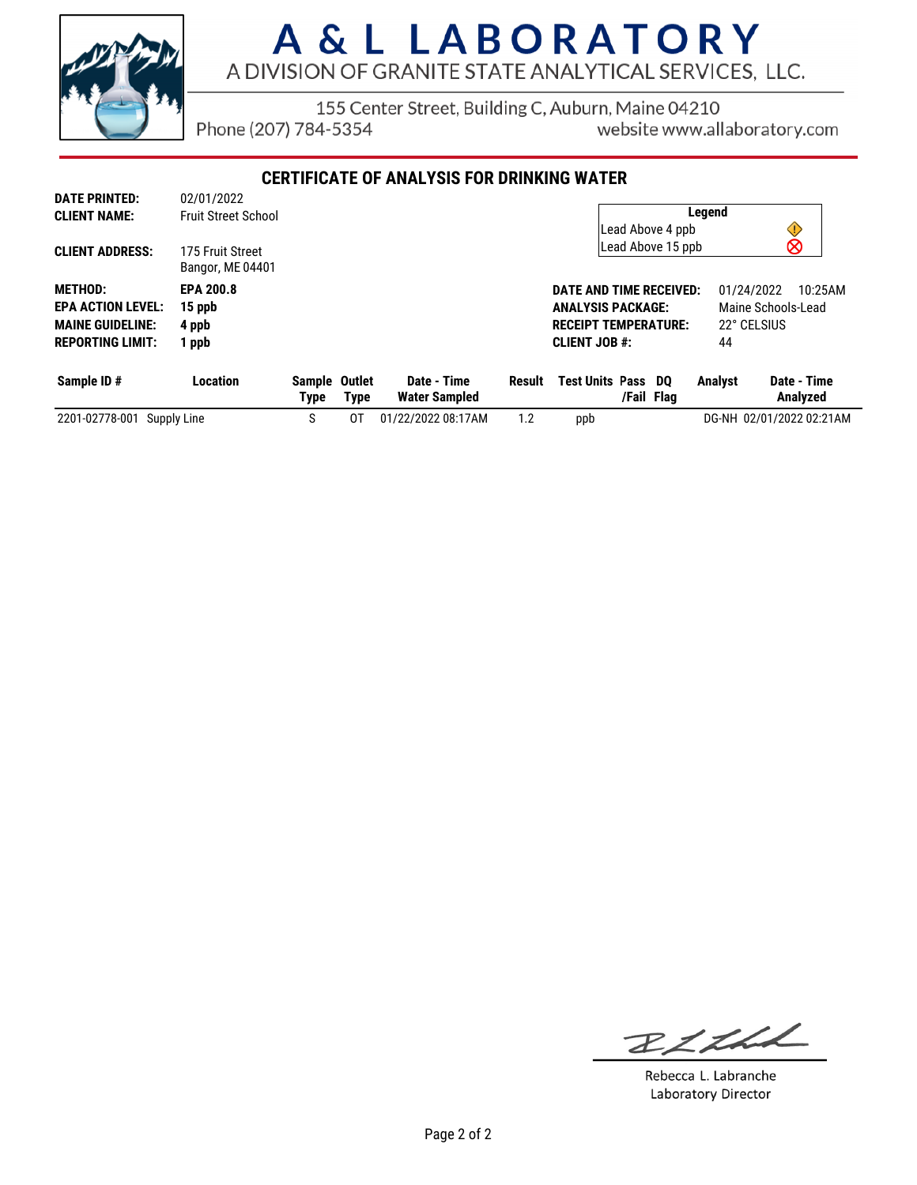# A & L LABORATORY

A DIVISION OF GRANITE STATE ANALYTICAL SERVICES, LLC.

155 Center Street, Building C, Auburn, Maine 04210

Phone (207) 784-5354 website www.allaboratory.com

## CERTIFICATE OF ANALYSIS FOR DRINKING WATER

**DATE PRINTED:** 02/01/2022

**CLIENT NAME:** Fruit Street School

**CLIENT ADDRESS:** 175 Fruit Street, Bangor, ME 04401

| Legend | |
|---|---|
| Lead Above 4 ppb | ⚠ |
| Lead Above 15 ppb | ⊗ |

**METHOD:** EPA 200.8

**EPA ACTION LEVEL:** 15 ppb

**MAINE GUIDELINE:** 4 ppb

**REPORTING LIMIT:** 1 ppb

**DATE AND TIME RECEIVED:** 01/24/2022 10:25AM

**ANALYSIS PACKAGE:** Maine Schools-Lead

**RECEIPT TEMPERATURE:** 22° CELSIUS

**CLIENT JOB #:** 44

| Sample ID # | Location | Sample Type | Outlet Type | Date - Time Water Sampled | Result | Test Units | Pass /Fail | DQ Flag | Analyst | Date - Time Analyzed |
|---|---|---|---|---|---|---|---|---|---|---|
| 2201-02778-001 | Supply Line | S | OT | 01/22/2022 08:17AM | 1.2 | ppb | | | DG-NH | 02/01/2022 02:21AM |

Rebecca L. Labranche
Laboratory Director